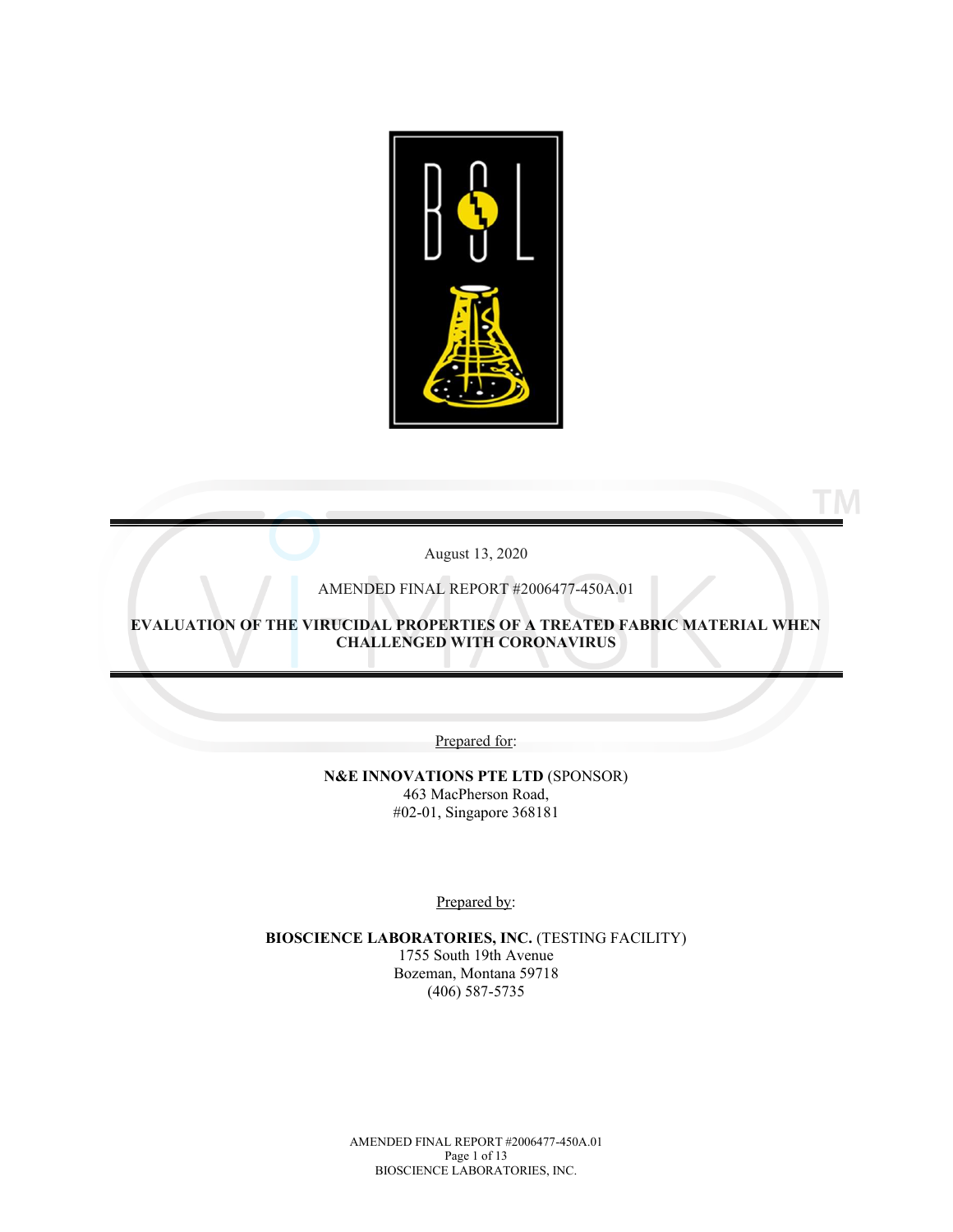August 13, 2020

AMENDED FINAL REPORT #2006477-450A.01

**EVALUATION OF THE VIRUCIDAL PROPERTIES OF A TREATED FABRIC MATERIAL WHEN CHALLENGED WITH CORONAVIRUS**

Prepared for:

**N&E INNOVATIONS PTE LTD** (SPONSOR)
463 MacPherson Road,
#02-01, Singapore 368181

Prepared by:

**BIOSCIENCE LABORATORIES, INC.** (TESTING FACILITY)
1755 South 19th Avenue
Bozeman, Montana 59718
(406) 587-5735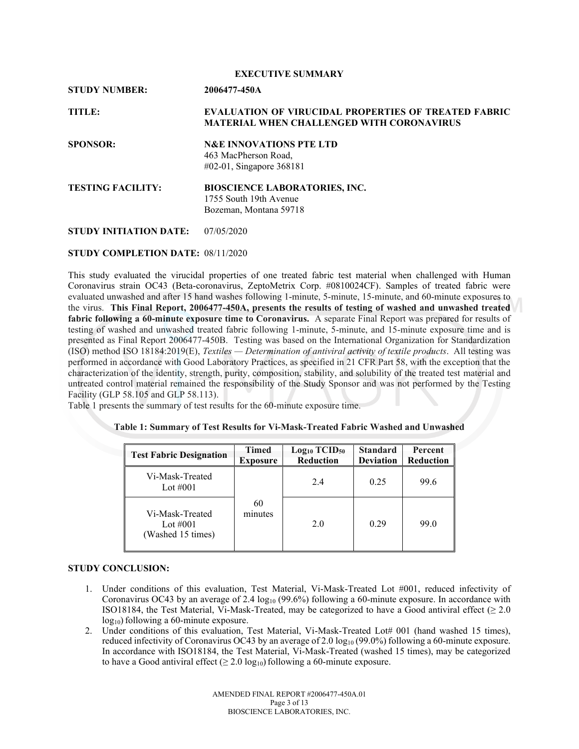**EXECUTIVE SUMMARY**

**STUDY NUMBER:** **2006477-450A**

**TITLE:** **EVALUATION OF VIRUCIDAL PROPERTIES OF TREATED FABRIC MATERIAL WHEN CHALLENGED WITH CORONAVIRUS**

**SPONSOR:** **N&E INNOVATIONS PTE LTD**
463 MacPherson Road,
#02-01, Singapore 368181

**TESTING FACILITY:** **BIOSCIENCE LABORATORIES, INC.**
1755 South 19th Avenue
Bozeman, Montana 59718

**STUDY INITIATION DATE:** 07/05/2020

**STUDY COMPLETION DATE:** 08/11/2020

This study evaluated the virucidal properties of one treated fabric test material when challenged with Human Coronavirus strain OC43 (Beta-coronavirus, ZeptoMetrix Corp. #0810024CF). Samples of treated fabric were evaluated unwashed and after 15 hand washes following 1-minute, 5-minute, 15-minute, and 60-minute exposures to the virus. **This Final Report, 2006477-450A, presents the results of testing of washed and unwashed treated fabric following a 60-minute exposure time to Coronavirus.** A separate Final Report was prepared for results of testing of washed and unwashed treated fabric following 1-minute, 5-minute, and 15-minute exposure time and is presented as Final Report 2006477-450B. Testing was based on the International Organization for Standardization (ISO) method ISO 18184:2019(E), *Textiles — Determination of antiviral activity of textile products*. All testing was performed in accordance with Good Laboratory Practices, as specified in 21 CFR Part 58, with the exception that the characterization of the identity, strength, purity, composition, stability, and solubility of the treated test material and untreated control material remained the responsibility of the Study Sponsor and was not performed by the Testing Facility (GLP 58.105 and GLP 58.113).
Table 1 presents the summary of test results for the 60-minute exposure time.

**Table 1: Summary of Test Results for Vi-Mask-Treated Fabric Washed and Unwashed**

| Test Fabric Designation | Timed Exposure | $Log_{10}$ $TCID_{50}$ Reduction | Standard Deviation | Percent Reduction |
|---|---|---|---|---|
| Vi-Mask-Treated Lot #001 | 60 minutes | 2.4 | 0.25 | 99.6 |
| Vi-Mask-Treated Lot #001 (Washed 15 times) | | 2.0 | 0.29 | 99.0 |

**STUDY CONCLUSION:**

1. Under conditions of this evaluation, Test Material, Vi-Mask-Treated Lot #001, reduced infectivity of Coronavirus OC43 by an average of 2.4 $\log_{10}$ (99.6%) following a 60-minute exposure. In accordance with ISO18184, the Test Material, Vi-Mask-Treated, may be categorized to have a Good antiviral effect ($\geq 2.0$ $\log_{10}$) following a 60-minute exposure.
2. Under conditions of this evaluation, Test Material, Vi-Mask-Treated Lot# 001 (hand washed 15 times), reduced infectivity of Coronavirus OC43 by an average of 2.0 $\log_{10}$ (99.0%) following a 60-minute exposure. In accordance with ISO18184, the Test Material, Vi-Mask-Treated (washed 15 times), may be categorized to have a Good antiviral effect ($\geq 2.0$ $\log_{10}$) following a 60-minute exposure.